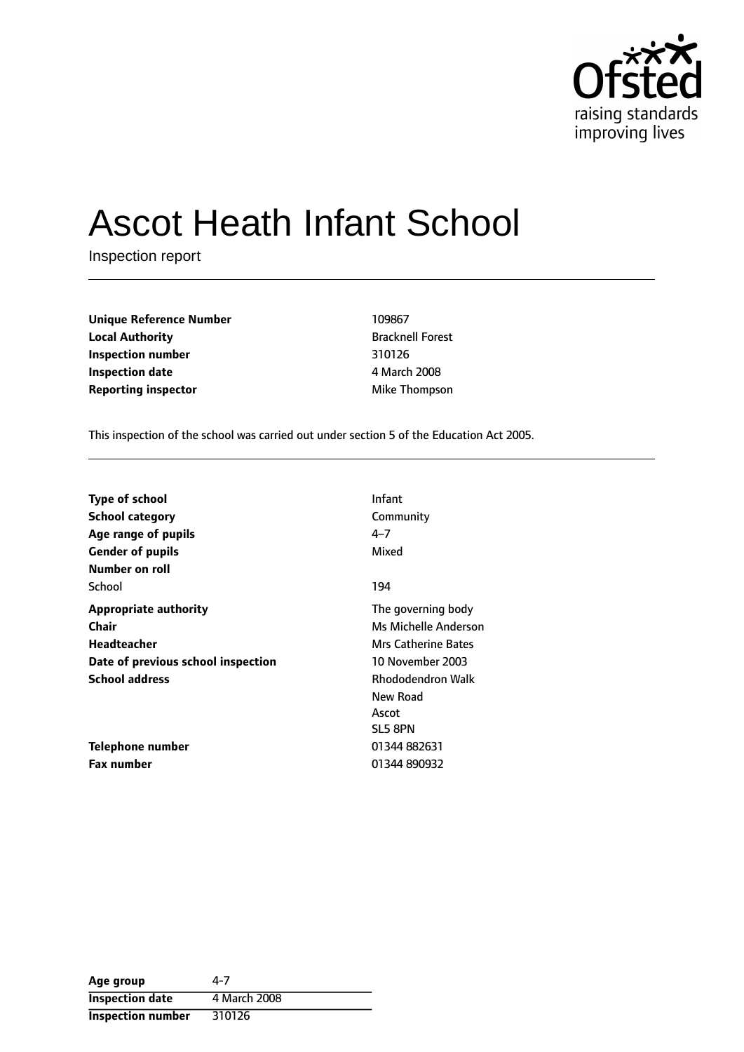# Ascot Heath Infant School

Inspection report

| | |
|---|---|
| **Unique Reference Number** | 109867 |
| **Local Authority** | Bracknell Forest |
| **Inspection number** | 310126 |
| **Inspection date** | 4 March 2008 |
| **Reporting inspector** | Mike Thompson |

This inspection of the school was carried out under section 5 of the Education Act 2005.

| | |
|---|---|
| **Type of school** | Infant |
| **School category** | Community |
| **Age range of pupils** | 4–7 |
| **Gender of pupils** | Mixed |
| **Number on roll** | |
| School | 194 |
| **Appropriate authority** | The governing body |
| **Chair** | Ms Michelle Anderson |
| **Headteacher** | Mrs Catherine Bates |
| **Date of previous school inspection** | 10 November 2003 |
| **School address** | Rhododendron Walk<br>New Road<br>Ascot<br>SL5 8PN |
| **Telephone number** | 01344 882631 |
| **Fax number** | 01344 890932 |

| | |
|---|---|
| **Age group** | 4-7 |
| **Inspection date** | 4 March 2008 |
| **Inspection number** | 310126 |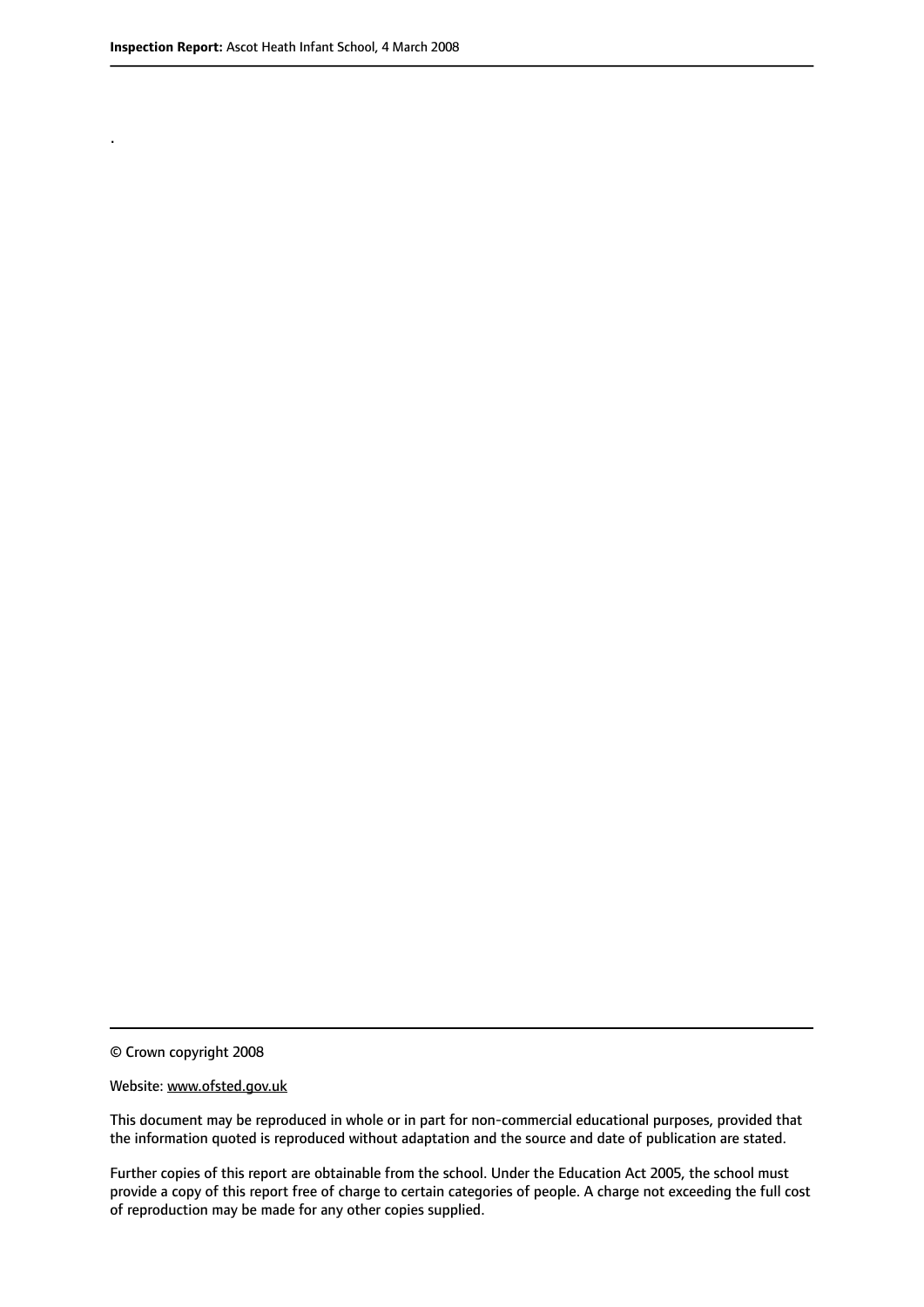.

© Crown copyright 2008

Website: www.ofsted.gov.uk

This document may be reproduced in whole or in part for non-commercial educational purposes, provided that the information quoted is reproduced without adaptation and the source and date of publication are stated.

Further copies of this report are obtainable from the school. Under the Education Act 2005, the school must provide a copy of this report free of charge to certain categories of people. A charge not exceeding the full cost of reproduction may be made for any other copies supplied.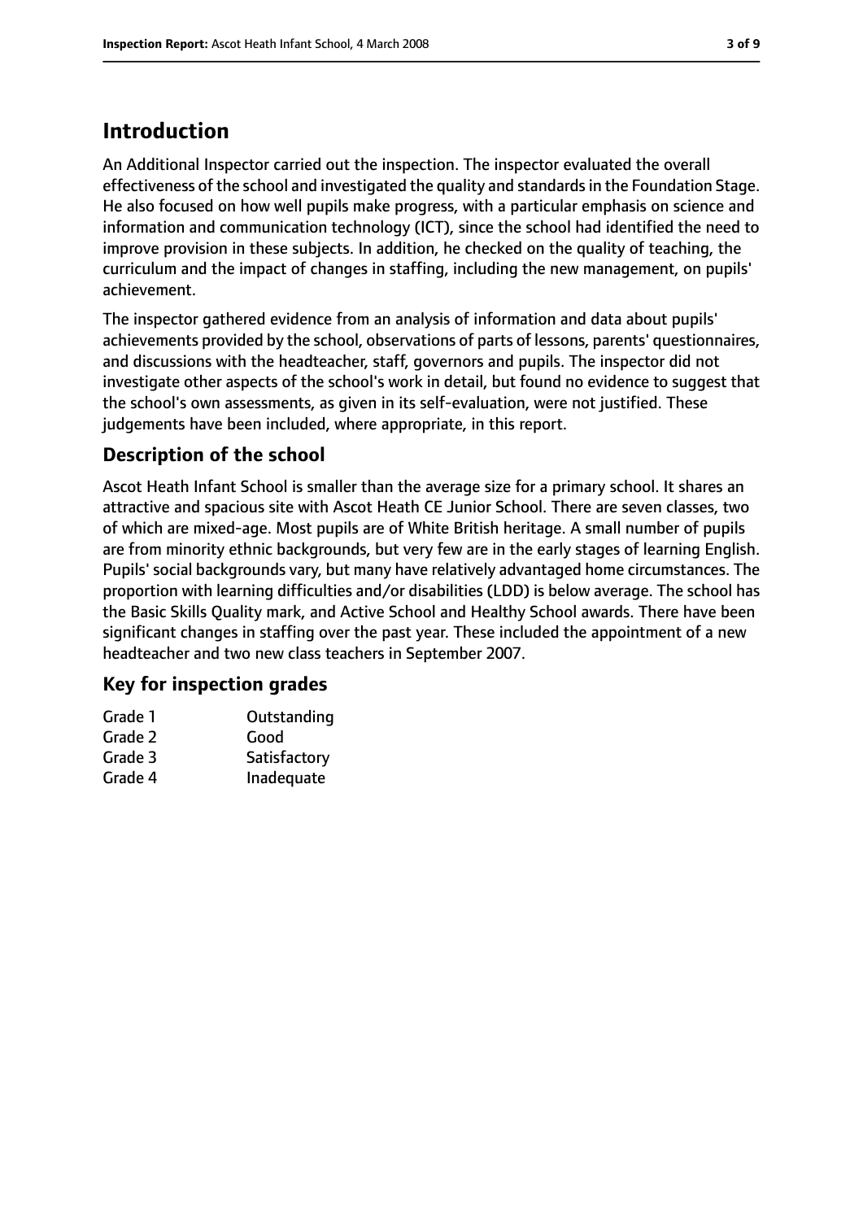# Introduction

An Additional Inspector carried out the inspection. The inspector evaluated the overall effectiveness of the school and investigated the quality and standards in the Foundation Stage. He also focused on how well pupils make progress, with a particular emphasis on science and information and communication technology (ICT), since the school had identified the need to improve provision in these subjects. In addition, he checked on the quality of teaching, the curriculum and the impact of changes in staffing, including the new management, on pupils' achievement.

The inspector gathered evidence from an analysis of information and data about pupils' achievements provided by the school, observations of parts of lessons, parents' questionnaires, and discussions with the headteacher, staff, governors and pupils. The inspector did not investigate other aspects of the school's work in detail, but found no evidence to suggest that the school's own assessments, as given in its self-evaluation, were not justified. These judgements have been included, where appropriate, in this report.

## Description of the school

Ascot Heath Infant School is smaller than the average size for a primary school. It shares an attractive and spacious site with Ascot Heath CE Junior School. There are seven classes, two of which are mixed-age. Most pupils are of White British heritage. A small number of pupils are from minority ethnic backgrounds, but very few are in the early stages of learning English. Pupils' social backgrounds vary, but many have relatively advantaged home circumstances. The proportion with learning difficulties and/or disabilities (LDD) is below average. The school has the Basic Skills Quality mark, and Active School and Healthy School awards. There have been significant changes in staffing over the past year. These included the appointment of a new headteacher and two new class teachers in September 2007.

## Key for inspection grades

| | |
|---|---|
| Grade 1 | Outstanding |
| Grade 2 | Good |
| Grade 3 | Satisfactory |
| Grade 4 | Inadequate |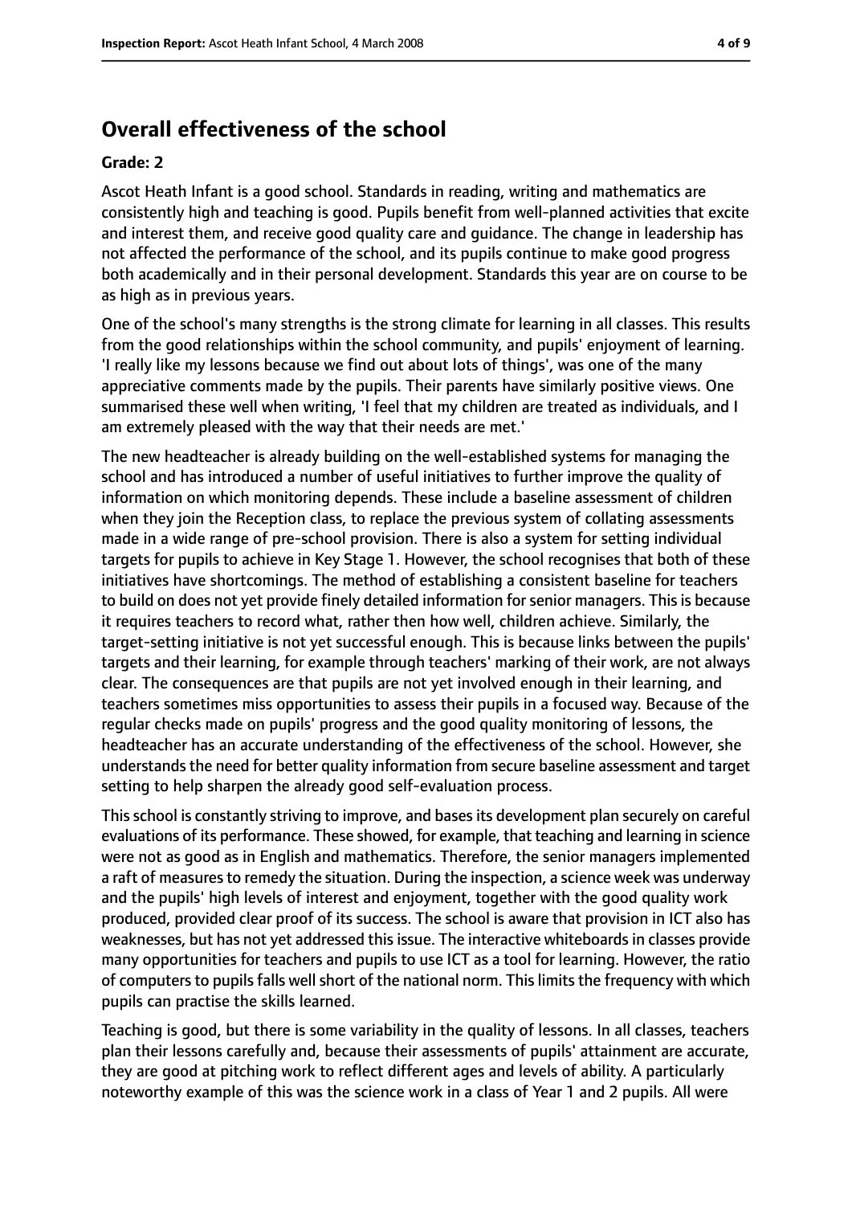## Overall effectiveness of the school

### Grade: 2

Ascot Heath Infant is a good school. Standards in reading, writing and mathematics are consistently high and teaching is good. Pupils benefit from well-planned activities that excite and interest them, and receive good quality care and guidance. The change in leadership has not affected the performance of the school, and its pupils continue to make good progress both academically and in their personal development. Standards this year are on course to be as high as in previous years.

One of the school's many strengths is the strong climate for learning in all classes. This results from the good relationships within the school community, and pupils' enjoyment of learning. 'I really like my lessons because we find out about lots of things', was one of the many appreciative comments made by the pupils. Their parents have similarly positive views. One summarised these well when writing, 'I feel that my children are treated as individuals, and I am extremely pleased with the way that their needs are met.'

The new headteacher is already building on the well-established systems for managing the school and has introduced a number of useful initiatives to further improve the quality of information on which monitoring depends. These include a baseline assessment of children when they join the Reception class, to replace the previous system of collating assessments made in a wide range of pre-school provision. There is also a system for setting individual targets for pupils to achieve in Key Stage 1. However, the school recognises that both of these initiatives have shortcomings. The method of establishing a consistent baseline for teachers to build on does not yet provide finely detailed information for senior managers. This is because it requires teachers to record what, rather then how well, children achieve. Similarly, the target-setting initiative is not yet successful enough. This is because links between the pupils' targets and their learning, for example through teachers' marking of their work, are not always clear. The consequences are that pupils are not yet involved enough in their learning, and teachers sometimes miss opportunities to assess their pupils in a focused way. Because of the regular checks made on pupils' progress and the good quality monitoring of lessons, the headteacher has an accurate understanding of the effectiveness of the school. However, she understands the need for better quality information from secure baseline assessment and target setting to help sharpen the already good self-evaluation process.

This school is constantly striving to improve, and bases its development plan securely on careful evaluations of its performance. These showed, for example, that teaching and learning in science were not as good as in English and mathematics. Therefore, the senior managers implemented a raft of measures to remedy the situation. During the inspection, a science week was underway and the pupils' high levels of interest and enjoyment, together with the good quality work produced, provided clear proof of its success. The school is aware that provision in ICT also has weaknesses, but has not yet addressed this issue. The interactive whiteboards in classes provide many opportunities for teachers and pupils to use ICT as a tool for learning. However, the ratio of computers to pupils falls well short of the national norm. This limits the frequency with which pupils can practise the skills learned.

Teaching is good, but there is some variability in the quality of lessons. In all classes, teachers plan their lessons carefully and, because their assessments of pupils' attainment are accurate, they are good at pitching work to reflect different ages and levels of ability. A particularly noteworthy example of this was the science work in a class of Year 1 and 2 pupils. All were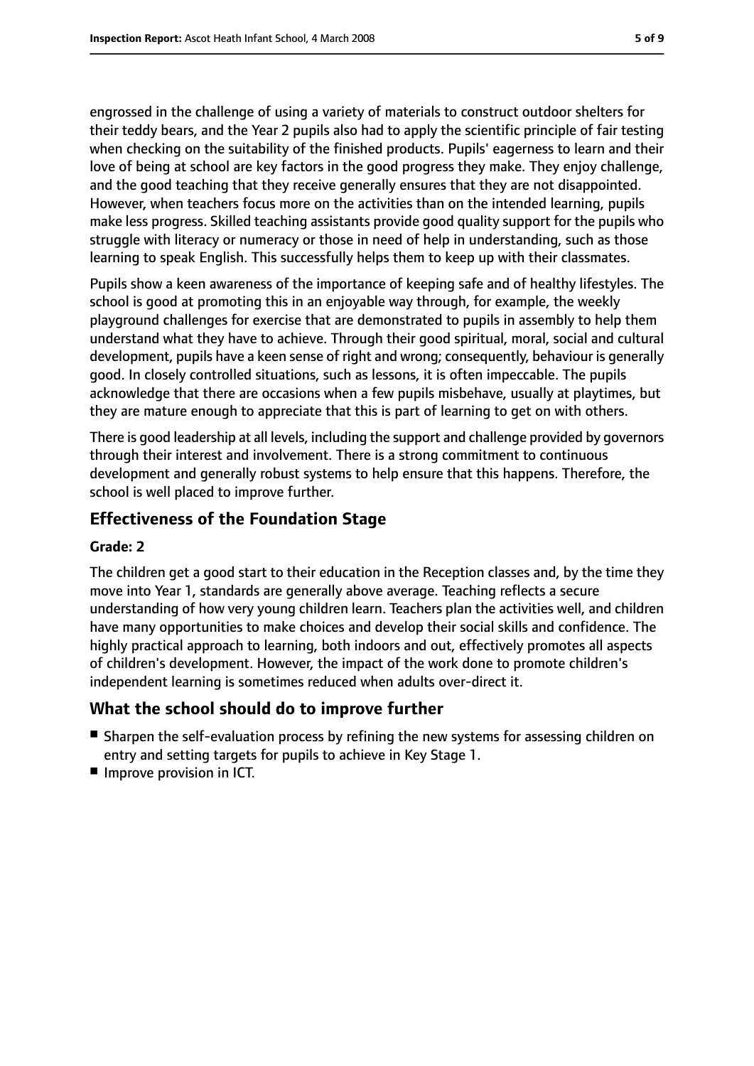engrossed in the challenge of using a variety of materials to construct outdoor shelters for their teddy bears, and the Year 2 pupils also had to apply the scientific principle of fair testing when checking on the suitability of the finished products. Pupils' eagerness to learn and their love of being at school are key factors in the good progress they make. They enjoy challenge, and the good teaching that they receive generally ensures that they are not disappointed. However, when teachers focus more on the activities than on the intended learning, pupils make less progress. Skilled teaching assistants provide good quality support for the pupils who struggle with literacy or numeracy or those in need of help in understanding, such as those learning to speak English. This successfully helps them to keep up with their classmates.

Pupils show a keen awareness of the importance of keeping safe and of healthy lifestyles. The school is good at promoting this in an enjoyable way through, for example, the weekly playground challenges for exercise that are demonstrated to pupils in assembly to help them understand what they have to achieve. Through their good spiritual, moral, social and cultural development, pupils have a keen sense of right and wrong; consequently, behaviour is generally good. In closely controlled situations, such as lessons, it is often impeccable. The pupils acknowledge that there are occasions when a few pupils misbehave, usually at playtimes, but they are mature enough to appreciate that this is part of learning to get on with others.

There is good leadership at all levels, including the support and challenge provided by governors through their interest and involvement. There is a strong commitment to continuous development and generally robust systems to help ensure that this happens. Therefore, the school is well placed to improve further.

## Effectiveness of the Foundation Stage

**Grade: 2**

The children get a good start to their education in the Reception classes and, by the time they move into Year 1, standards are generally above average. Teaching reflects a secure understanding of how very young children learn. Teachers plan the activities well, and children have many opportunities to make choices and develop their social skills and confidence. The highly practical approach to learning, both indoors and out, effectively promotes all aspects of children's development. However, the impact of the work done to promote children's independent learning is sometimes reduced when adults over-direct it.

## What the school should do to improve further

- Sharpen the self-evaluation process by refining the new systems for assessing children on entry and setting targets for pupils to achieve in Key Stage 1.
- Improve provision in ICT.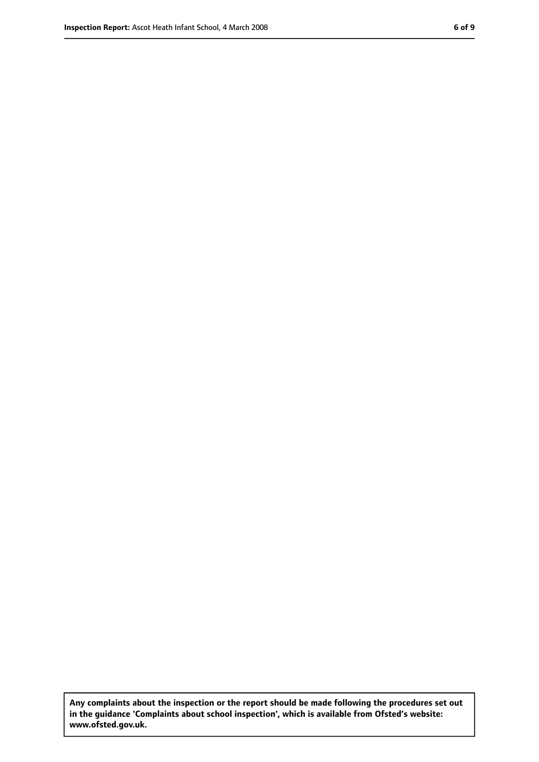**Any complaints about the inspection or the report should be made following the procedures set out in the guidance 'Complaints about school inspection', which is available from Ofsted's website: www.ofsted.gov.uk.**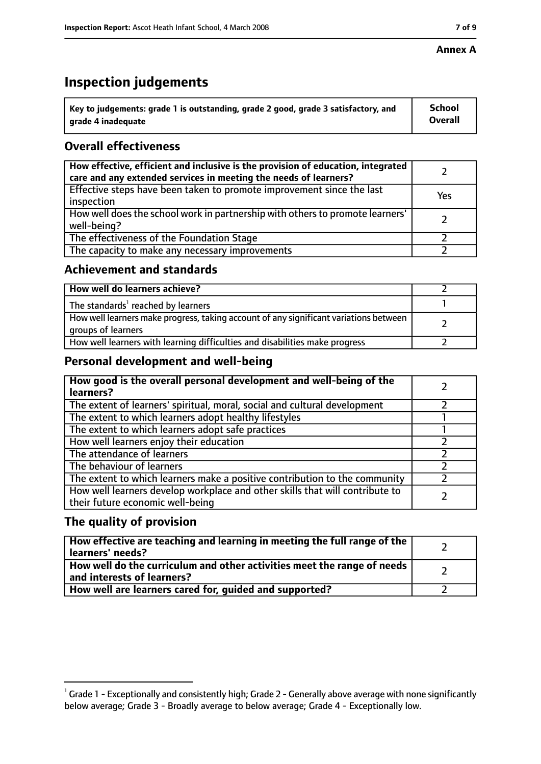**Annex A**

# Inspection judgements

| Key to judgements: grade 1 is outstanding, grade 2 good, grade 3 satisfactory, and grade 4 inadequate | School Overall |
|---|---|

## Overall effectiveness

| | |
|---|---|
| How effective, efficient and inclusive is the provision of education, integrated care and any extended services in meeting the needs of learners? | 2 |
| Effective steps have been taken to promote improvement since the last inspection | Yes |
| How well does the school work in partnership with others to promote learners' well-being? | 2 |
| The effectiveness of the Foundation Stage | 2 |
| The capacity to make any necessary improvements | 2 |

## Achievement and standards

| | |
|---|---|
| How well do learners achieve? | 2 |
| The standards[1] reached by learners | 1 |
| How well learners make progress, taking account of any significant variations between groups of learners | 2 |
| How well learners with learning difficulties and disabilities make progress | 2 |

## Personal development and well-being

| | |
|---|---|
| How good is the overall personal development and well-being of the learners? | 2 |
| The extent of learners' spiritual, moral, social and cultural development | 2 |
| The extent to which learners adopt healthy lifestyles | 1 |
| The extent to which learners adopt safe practices | 1 |
| How well learners enjoy their education | 2 |
| The attendance of learners | 2 |
| The behaviour of learners | 2 |
| The extent to which learners make a positive contribution to the community | 2 |
| How well learners develop workplace and other skills that will contribute to their future economic well-being | 2 |

## The quality of provision

| | |
|---|---|
| How effective are teaching and learning in meeting the full range of the learners' needs? | 2 |
| How well do the curriculum and other activities meet the range of needs and interests of learners? | 2 |
| How well are learners cared for, guided and supported? | 2 |

[1] Grade 1 - Exceptionally and consistently high; Grade 2 - Generally above average with none significantly below average; Grade 3 - Broadly average to below average; Grade 4 - Exceptionally low.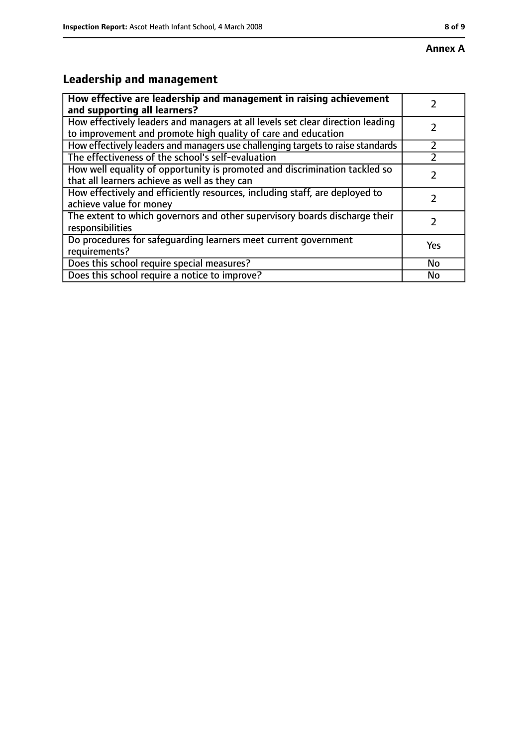**Annex A**

## Leadership and management

| How effective are leadership and management in raising achievement and supporting all learners? | 2 |
| --- | --- |
| How effectively leaders and managers at all levels set clear direction leading to improvement and promote high quality of care and education | 2 |
| How effectively leaders and managers use challenging targets to raise standards | 2 |
| The effectiveness of the school's self-evaluation | 2 |
| How well equality of opportunity is promoted and discrimination tackled so that all learners achieve as well as they can | 2 |
| How effectively and efficiently resources, including staff, are deployed to achieve value for money | 2 |
| The extent to which governors and other supervisory boards discharge their responsibilities | 2 |
| Do procedures for safeguarding learners meet current government requirements? | Yes |
| Does this school require special measures? | No |
| Does this school require a notice to improve? | No |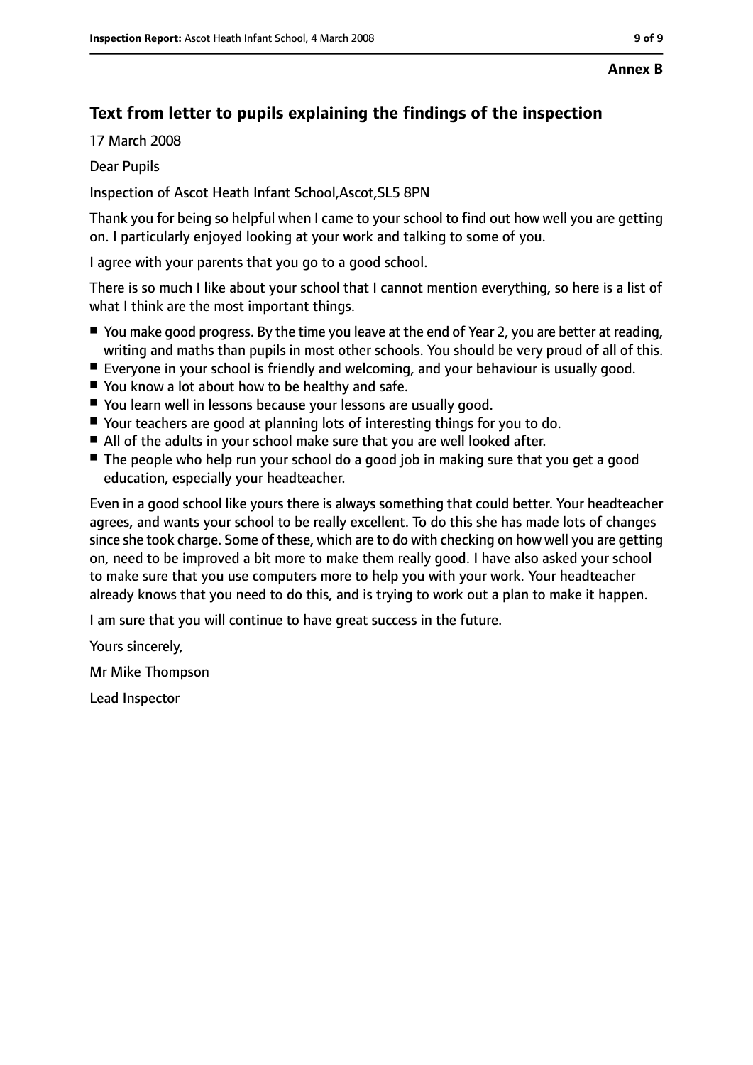**Annex B**

## Text from letter to pupils explaining the findings of the inspection

17 March 2008

Dear Pupils

Inspection of Ascot Heath Infant School,Ascot,SL5 8PN

Thank you for being so helpful when I came to your school to find out how well you are getting on. I particularly enjoyed looking at your work and talking to some of you.

I agree with your parents that you go to a good school.

There is so much I like about your school that I cannot mention everything, so here is a list of what I think are the most important things.

- You make good progress. By the time you leave at the end of Year 2, you are better at reading, writing and maths than pupils in most other schools. You should be very proud of all of this.
- Everyone in your school is friendly and welcoming, and your behaviour is usually good.
- You know a lot about how to be healthy and safe.
- You learn well in lessons because your lessons are usually good.
- Your teachers are good at planning lots of interesting things for you to do.
- All of the adults in your school make sure that you are well looked after.
- The people who help run your school do a good job in making sure that you get a good education, especially your headteacher.

Even in a good school like yours there is always something that could better. Your headteacher agrees, and wants your school to be really excellent. To do this she has made lots of changes since she took charge. Some of these, which are to do with checking on how well you are getting on, need to be improved a bit more to make them really good. I have also asked your school to make sure that you use computers more to help you with your work. Your headteacher already knows that you need to do this, and is trying to work out a plan to make it happen.

I am sure that you will continue to have great success in the future.

Yours sincerely,

Mr Mike Thompson

Lead Inspector